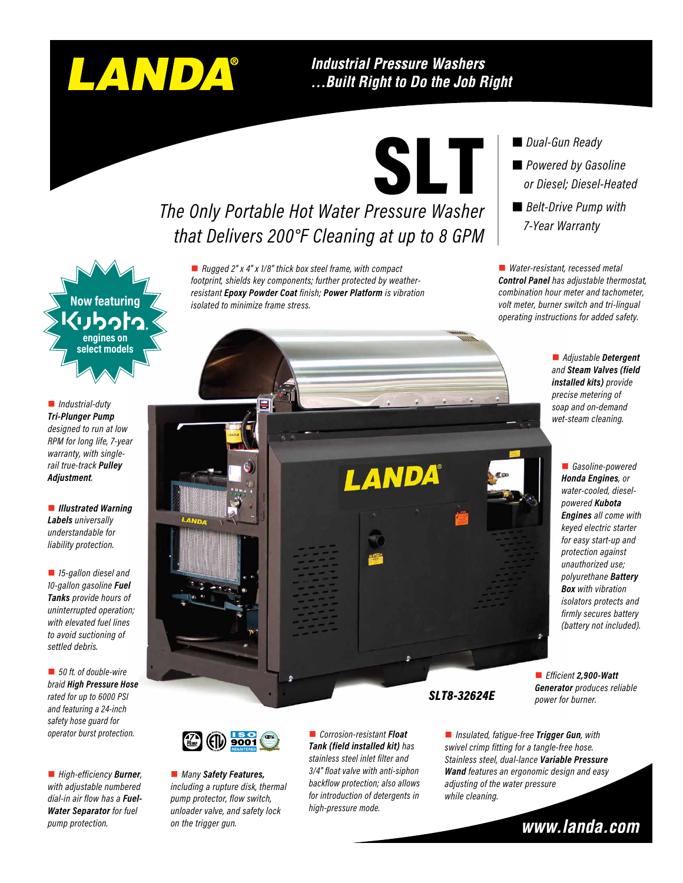# LANDA®

***Industrial Pressure Washers ...Built Right to Do the Job Right***

# SLT

*The Only Portable Hot Water Pressure Washer that Delivers 200°F Cleaning at up to 8 GPM*

- *Dual-Gun Ready*
- *Powered by Gasoline or Diesel; Diesel-Heated*
- *Belt-Drive Pump with 7-Year Warranty*

**Now featuring Kubota engines on select models**

- *Rugged 2" x 4" x 1/8" thick box steel frame, with compact footprint, shields key components; further protected by weather-resistant **Epoxy Powder Coat** finish; **Power Platform** is vibration isolated to minimize frame stress.*
- *Water-resistant, recessed metal **Control Panel** has adjustable thermostat, combination hour meter and tachometer, volt meter, burner switch and tri-lingual operating instructions for added safety.*
- *Adjustable **Detergent** and **Steam Valves (field installed kits)** provide precise metering of soap and on-demand wet-steam cleaning.*
- *Gasoline-powered **Honda Engines**, or water-cooled, diesel-powered **Kubota Engines** all come with keyed electric starter for easy start-up and protection against unauthorized use; polyurethane **Battery Box** with vibration isolators protects and firmly secures battery (battery not included).*
- *Efficient **2,900-Watt Generator** produces reliable power for burner.*
- *Industrial-duty **Tri-Plunger Pump** designed to run at low RPM for long life, 7-year warranty, with single-rail true-track **Pulley Adjustment**.*
- ***Illustrated Warning Labels** universally understandable for liability protection.*
- *15-gallon diesel and 10-gallon gasoline **Fuel Tanks** provide hours of uninterrupted operation; with elevated fuel lines to avoid suctioning of settled debris.*
- *50 ft. of double-wire braid **High Pressure Hose** rated for up to 6000 PSI and featuring a 24-inch safety hose guard for operator burst protection.*
- *High-efficiency **Burner**, with adjustable numbered dial-in air flow has a **Fuel-Water Separator** for fuel pump protection.*

***SLT8-32624E***

- *Many **Safety Features,** including a rupture disk, thermal pump protector, flow switch, unloader valve, and safety lock on the trigger gun.*
- *Corrosion-resistant **Float Tank (field installed kit)** has stainless steel inlet filter and 3/4" float valve with anti-siphon backflow protection; also allows for introduction of detergents in high-pressure mode.*
- *Insulated, fatigue-free **Trigger Gun**, with swivel crimp fitting for a tangle-free hose. Stainless steel, dual-lance **Variable Pressure Wand** features an ergonomic design and easy adjusting of the water pressure while cleaning.*

**www.landa.com**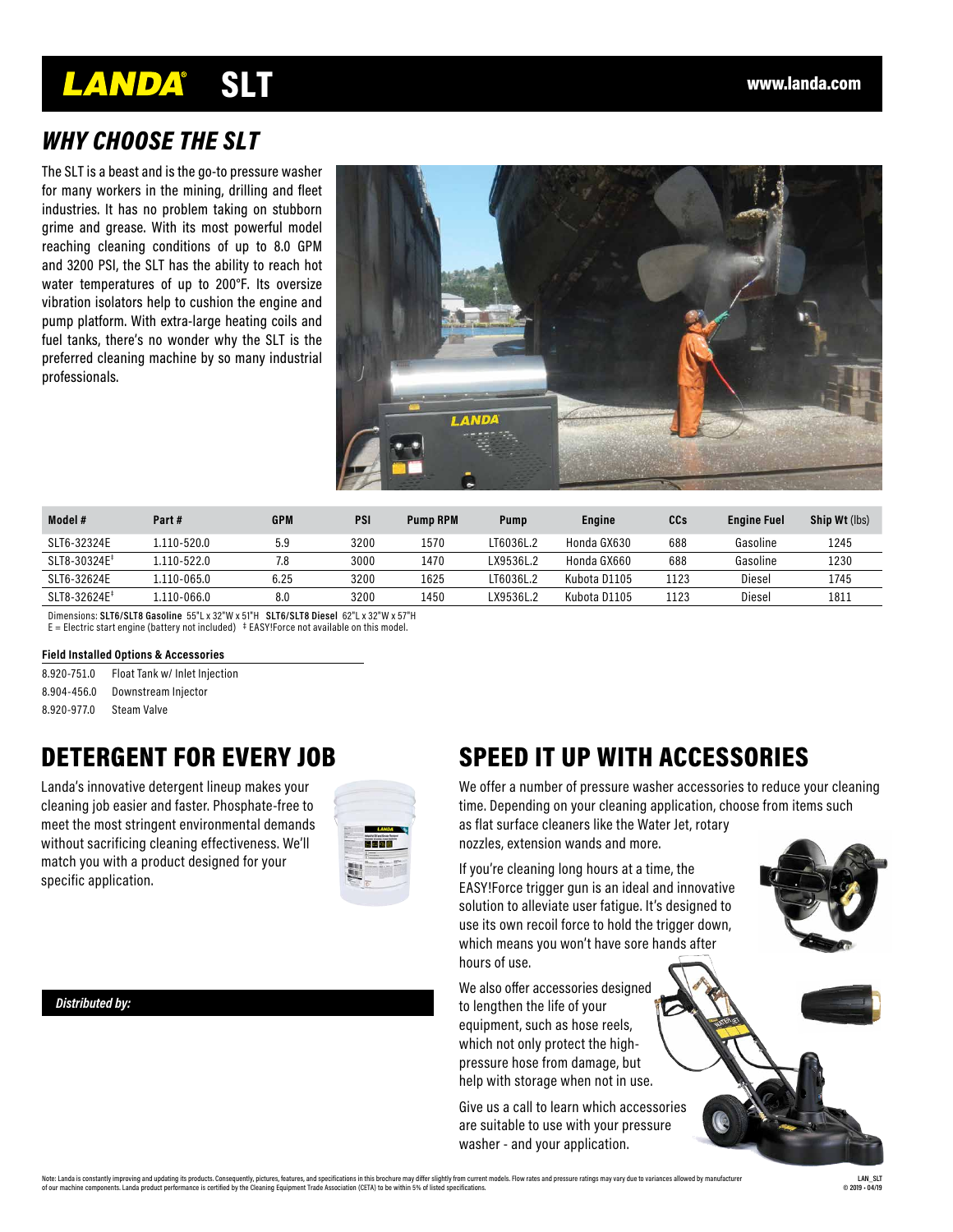# LANDA® SLT

www.landa.com

## WHY CHOOSE THE SLT

The SLT is a beast and is the go-to pressure washer for many workers in the mining, drilling and fleet industries. It has no problem taking on stubborn grime and grease. With its most powerful model reaching cleaning conditions of up to 8.0 GPM and 3200 PSI, the SLT has the ability to reach hot water temperatures of up to 200°F. Its oversize vibration isolators help to cushion the engine and pump platform. With extra-large heating coils and fuel tanks, there's no wonder why the SLT is the preferred cleaning machine by so many industrial professionals.

| Model # | Part # | GPM | PSI | Pump RPM | Pump | Engine | CCs | Engine Fuel | Ship Wt (lbs) |
|---|---|---|---|---|---|---|---|---|---|
| SLT6-32324E | 1.110-520.0 | 5.9 | 3200 | 1570 | LT6036L.2 | Honda GX630 | 688 | Gasoline | 1245 |
| SLT8-30324E‡ | 1.110-522.0 | 7.8 | 3000 | 1470 | LX9536L.2 | Honda GX660 | 688 | Gasoline | 1230 |
| SLT6-32624E | 1.110-065.0 | 6.25 | 3200 | 1625 | LT6036L.2 | Kubota D1105 | 1123 | Diesel | 1745 |
| SLT8-32624E‡ | 1.110-066.0 | 8.0 | 3200 | 1450 | LX9536L.2 | Kubota D1105 | 1123 | Diesel | 1811 |

Dimensions: **SLT6/SLT8 Gasoline** 55"L x 32"W x 51"H **SLT6/SLT8 Diesel** 62"L x 32"W x 57"H
E = Electric start engine (battery not included) ‡ EASY!Force not available on this model.

**Field Installed Options & Accessories**

| | |
|---|---|
| 8.920-751.0 | Float Tank w/ Inlet Injection |
| 8.904-456.0 | Downstream Injector |
| 8.920-977.0 | Steam Valve |

## DETERGENT FOR EVERY JOB

Landa's innovative detergent lineup makes your cleaning job easier and faster. Phosphate-free to meet the most stringent environmental demands without sacrificing cleaning effectiveness. We'll match you with a product designed for your specific application.

***Distributed by:***

## SPEED IT UP WITH ACCESSORIES

We offer a number of pressure washer accessories to reduce your cleaning time. Depending on your cleaning application, choose from items such as flat surface cleaners like the Water Jet, rotary nozzles, extension wands and more.

If you're cleaning long hours at a time, the EASY!Force trigger gun is an ideal and innovative solution to alleviate user fatigue. It's designed to use its own recoil force to hold the trigger down, which means you won't have sore hands after hours of use.

We also offer accessories designed to lengthen the life of your equipment, such as hose reels, which not only protect the high-pressure hose from damage, but help with storage when not in use.

Give us a call to learn which accessories are suitable to use with your pressure washer - and your application.

Note: Landa is constantly improving and updating its products. Consequently, pictures, features, and specifications in this brochure may differ slightly from current models. Flow rates and pressure ratings may vary due to variances allowed by manufacturer of our machine components. Landa product performance is certified by the Cleaning Equipment Trade Association (CETA) to be within 5% of listed specifications.

LAN_SLT
© 2019 - 04/19